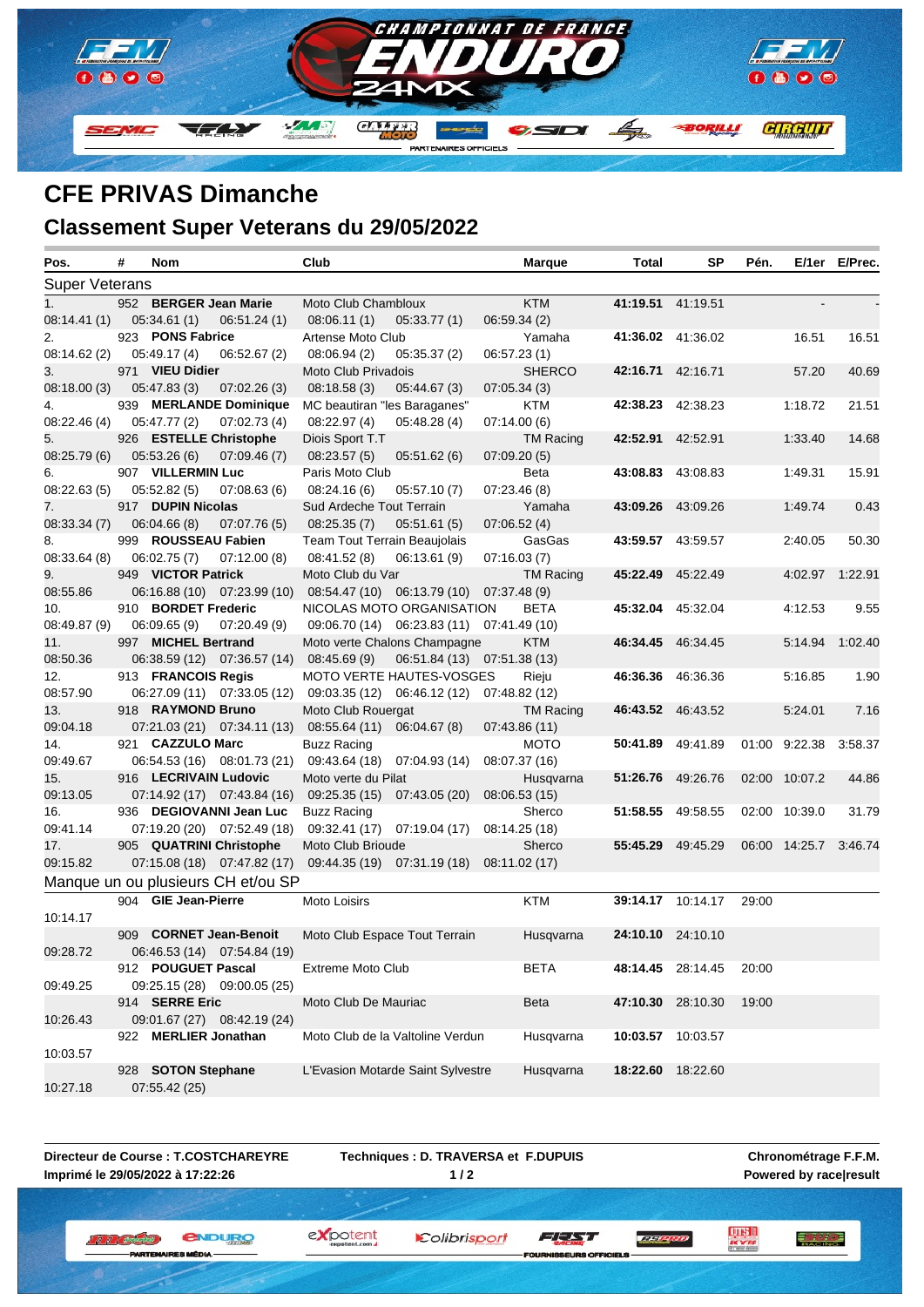# CFE PRIVAS Dimanche

## Classement Super Veterans du 29/05/2022

| Pos. | # | Nom | Club | Marque | Total | SP | Pén. | E/1er | E/Prec. |
|---|---|---|---|---|---|---|---|---|---|
| **Super Veterans** | | | | | | | | | |
| 1. | 952 | **BERGER Jean Marie** | Moto Club Chambloux | KTM | **41:19.51** | 41:19.51 | | - | - |
| 08:14.41 (1) | | 05:34.61 (1) 06:51.24 (1) | 08:06.11 (1) 05:33.77 (1) | 06:59.34 (2) | | | | | |
| 2. | 923 | **PONS Fabrice** | Artense Moto Club | Yamaha | **41:36.02** | 41:36.02 | | 16.51 | 16.51 |
| 08:14.62 (2) | | 05:49.17 (4) 06:52.67 (2) | 08:06.94 (2) 05:35.37 (2) | 06:57.23 (1) | | | | | |
| 3. | 971 | **VIEU Didier** | Moto Club Privadois | SHERCO | **42:16.71** | 42:16.71 | | 57.20 | 40.69 |
| 08:18.00 (3) | | 05:47.83 (3) 07:02.26 (3) | 08:18.58 (3) 05:44.67 (3) | 07:05.34 (3) | | | | | |
| 4. | 939 | **MERLANDE Dominique** | MC beautiran "les Baraganes" | KTM | **42:38.23** | 42:38.23 | | 1:18.72 | 21.51 |
| 08:22.46 (4) | | 05:47.77 (2) 07:02.73 (4) | 08:22.97 (4) 05:48.28 (4) | 07:14.00 (6) | | | | | |
| 5. | 926 | **ESTELLE Christophe** | Diois Sport T.T | TM Racing | **42:52.91** | 42:52.91 | | 1:33.40 | 14.68 |
| 08:25.79 (6) | | 05:53.26 (6) 07:09.46 (7) | 08:23.57 (5) 05:51.62 (6) | 07:09.20 (5) | | | | | |
| 6. | 907 | **VILLERMIN Luc** | Paris Moto Club | Beta | **43:08.83** | 43:08.83 | | 1:49.31 | 15.91 |
| 08:22.63 (5) | | 05:52.82 (5) 07:08.63 (6) | 08:24.16 (6) 05:57.10 (7) | 07:23.46 (8) | | | | | |
| 7. | 917 | **DUPIN Nicolas** | Sud Ardeche Tout Terrain | Yamaha | **43:09.26** | 43:09.26 | | 1:49.74 | 0.43 |
| 08:33.34 (7) | | 06:04.66 (8) 07:07.76 (5) | 08:25.35 (7) 05:51.61 (5) | 07:06.52 (4) | | | | | |
| 8. | 999 | **ROUSSEAU Fabien** | Team Tout Terrain Beaujolais | GasGas | **43:59.57** | 43:59.57 | | 2:40.05 | 50.30 |
| 08:33.64 (8) | | 06:02.75 (7) 07:12.00 (8) | 08:41.52 (8) 06:13.61 (9) | 07:16.03 (7) | | | | | |
| 9. | 949 | **VICTOR Patrick** | Moto Club du Var | TM Racing | **45:22.49** | 45:22.49 | | 4:02.97 | 1:22.91 |
| 08:55.86 | | 06:16.88 (10) 07:23.99 (10) | 08:54.47 (10) 06:13.79 (10) | 07:37.48 (9) | | | | | |
| 10. | 910 | **BORDET Frederic** | NICOLAS MOTO ORGANISATION | BETA | **45:32.04** | 45:32.04 | | 4:12.53 | 9.55 |
| 08:49.87 (9) | | 06:09.65 (9) 07:20.49 (9) | 09:06.70 (14) 06:23.83 (11) | 07:41.49 (10) | | | | | |
| 11. | 997 | **MICHEL Bertrand** | Moto verte Chalons Champagne | KTM | **46:34.45** | 46:34.45 | | 5:14.94 | 1:02.40 |
| 08:50.36 | | 06:38.59 (12) 07:36.57 (14) | 08:45.69 (9) 06:51.84 (13) | 07:51.38 (13) | | | | | |
| 12. | 913 | **FRANCOIS Regis** | MOTO VERTE HAUTES-VOSGES | Rieju | **46:36.36** | 46:36.36 | | 5:16.85 | 1.90 |
| 08:57.90 | | 06:27.09 (11) 07:33.05 (12) | 09:03.35 (12) 06:46.12 (12) | 07:48.82 (12) | | | | | |
| 13. | 918 | **RAYMOND Bruno** | Moto Club Rouergat | TM Racing | **46:43.52** | 46:43.52 | | 5:24.01 | 7.16 |
| 09:04.18 | | 07:21.03 (21) 07:34.11 (13) | 08:55.64 (11) 06:04.67 (8) | 07:43.86 (11) | | | | | |
| 14. | 921 | **CAZZULO Marc** | Buzz Racing | MOTO | **50:41.89** | 49:41.89 | 01:00 | 9:22.38 | 3:58.37 |
| 09:49.67 | | 06:54.53 (16) 08:01.73 (21) | 09:43.64 (18) 07:04.93 (14) | 08:07.37 (16) | | | | | |
| 15. | 916 | **LECRIVAIN Ludovic** | Moto verte du Pilat | Husqvarna | **51:26.76** | 49:26.76 | 02:00 | 10:07.2 | 44.86 |
| 09:13.05 | | 07:14.92 (17) 07:43.84 (16) | 09:25.35 (15) 07:43.05 (20) | 08:06.53 (15) | | | | | |
| 16. | 936 | **DEGIOVANNI Jean Luc** | Buzz Racing | Sherco | **51:58.55** | 49:58.55 | 02:00 | 10:39.0 | 31.79 |
| 09:41.14 | | 07:19.20 (20) 07:52.49 (18) | 09:32.41 (17) 07:19.04 (17) | 08:14.25 (18) | | | | | |
| 17. | 905 | **QUATRINI Christophe** | Moto Club Brioude | Sherco | **55:45.29** | 49:45.29 | 06:00 | 14:25.7 | 3:46.74 |
| 09:15.82 | | 07:15.08 (18) 07:47.82 (17) | 09:44.35 (19) 07:31.19 (18) | 08:11.02 (17) | | | | | |
| **Manque un ou plusieurs CH et/ou SP** | | | | | | | | | |
| | 904 | **GIE Jean-Pierre** | Moto Loisirs | KTM | **39:14.17** | 10:14.17 | 29:00 | | |
| 10:14.17 | | | | | | | | | |
| | 909 | **CORNET Jean-Benoit** | Moto Club Espace Tout Terrain | Husqvarna | **24:10.10** | 24:10.10 | | | |
| 09:28.72 | | 06:46.53 (14) 07:54.84 (19) | | | | | | | |
| | 912 | **POUGUET Pascal** | Extreme Moto Club | BETA | **48:14.45** | 28:14.45 | 20:00 | | |
| 09:49.25 | | 09:25.15 (28) 09:00.05 (25) | | | | | | | |
| | 914 | **SERRE Eric** | Moto Club De Mauriac | Beta | **47:10.30** | 28:10.30 | 19:00 | | |
| 10:26.43 | | 09:01.67 (27) 08:42.19 (24) | | | | | | | |
| | 922 | **MERLIER Jonathan** | Moto Club de la Valtoline Verdun | Husqvarna | **10:03.57** | 10:03.57 | | | |
| 10:03.57 | | | | | | | | | |
| | 928 | **SOTON Stephane** | L'Evasion Motarde Saint Sylvestre | Husqvarna | **18:22.60** | 18:22.60 | | | |
| 10:27.18 | | 07:55.42 (25) | | | | | | | |

**Directeur de Course : T.COSTCHAREYRE**
**Imprimé le 29/05/2022 à 17:22:26**

**Techniques : D. TRAVERSA et F.DUPUIS**

**Chronométrage F.F.M.**
**Powered by race|result**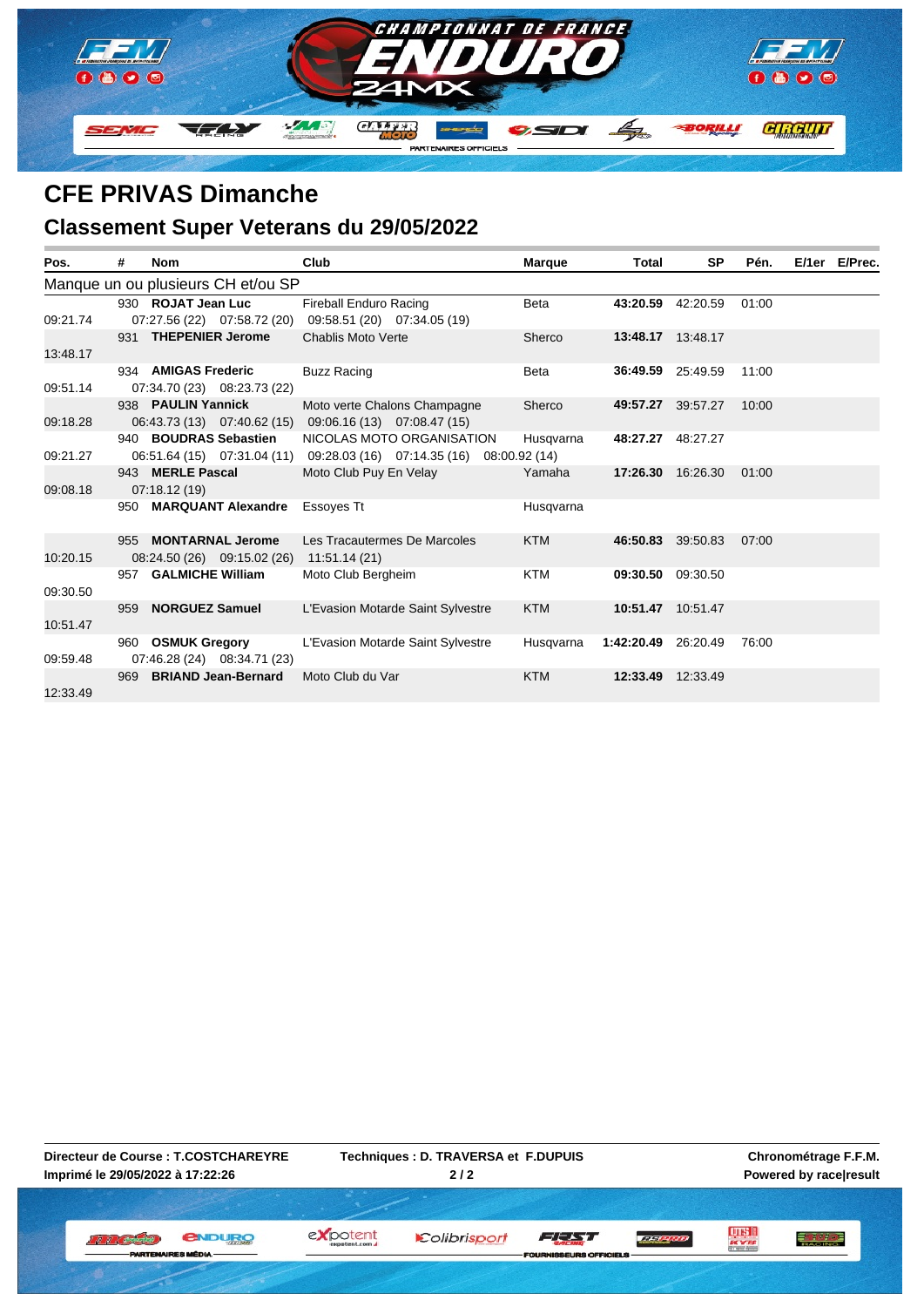## CFE PRIVAS Dimanche

## Classement Super Veterans du 29/05/2022

| Pos. | # | Nom | Club | Marque | Total | SP | Pén. | E/1er | E/Prec. |
|---|---|---|---|---|---|---|---|---|---|
| Manque un ou plusieurs CH et/ou SP | | | | | | | | | |
| | 930 | **ROJAT Jean Luc** | Fireball Enduro Racing | Beta | **43:20.59** | 42:20.59 | 01:00 | | |
| 09:21.74 | | 07:27.56 (22) 07:58.72 (20) | 09:58.51 (20) 07:34.05 (19) | | | | | | |
| | 931 | **THEPENIER Jerome** | Chablis Moto Verte | Sherco | **13:48.17** | 13:48.17 | | | |
| 13:48.17 | | | | | | | | | |
| | 934 | **AMIGAS Frederic** | Buzz Racing | Beta | **36:49.59** | 25:49.59 | 11:00 | | |
| 09:51.14 | | 07:34.70 (23) 08:23.73 (22) | | | | | | | |
| | 938 | **PAULIN Yannick** | Moto verte Chalons Champagne | Sherco | **49:57.27** | 39:57.27 | 10:00 | | |
| 09:18.28 | | 06:43.73 (13) 07:40.62 (15) | 09:06.16 (13) 07:08.47 (15) | | | | | | |
| | 940 | **BOUDRAS Sebastien** | NICOLAS MOTO ORGANISATION | Husqvarna | **48:27.27** | 48:27.27 | | | |
| 09:21.27 | | 06:51.64 (15) 07:31.04 (11) | 09:28.03 (16) 07:14.35 (16) | 08:00.92 (14) | | | | | |
| | 943 | **MERLE Pascal** | Moto Club Puy En Velay | Yamaha | **17:26.30** | 16:26.30 | 01:00 | | |
| 09:08.18 | | 07:18.12 (19) | | | | | | | |
| | 950 | **MARQUANT Alexandre** | Essoyes Tt | Husqvarna | | | | | |
| | 955 | **MONTARNAL Jerome** | Les Tracautermes De Marcoles | KTM | **46:50.83** | 39:50.83 | 07:00 | | |
| 10:20.15 | | 08:24.50 (26) 09:15.02 (26) | 11:51.14 (21) | | | | | | |
| | 957 | **GALMICHE William** | Moto Club Bergheim | KTM | **09:30.50** | 09:30.50 | | | |
| 09:30.50 | | | | | | | | | |
| | 959 | **NORGUEZ Samuel** | L'Evasion Motarde Saint Sylvestre | KTM | **10:51.47** | 10:51.47 | | | |
| 10:51.47 | | | | | | | | | |
| | 960 | **OSMUK Gregory** | L'Evasion Motarde Saint Sylvestre | Husqvarna | **1:42:20.49** | 26:20.49 | 76:00 | | |
| 09:59.48 | | 07:46.28 (24) 08:34.71 (23) | | | | | | | |
| | 969 | **BRIAND Jean-Bernard** | Moto Club du Var | KTM | **12:33.49** | 12:33.49 | | | |
| 12:33.49 | | | | | | | | | |

**Directeur de Course : T.COSTCHAREYRE** **Techniques : D. TRAVERSA et F.DUPUIS** **Chronométrage F.F.M.**

**Imprimé le 29/05/2022 à 17:22:26** **Powered by race|result**